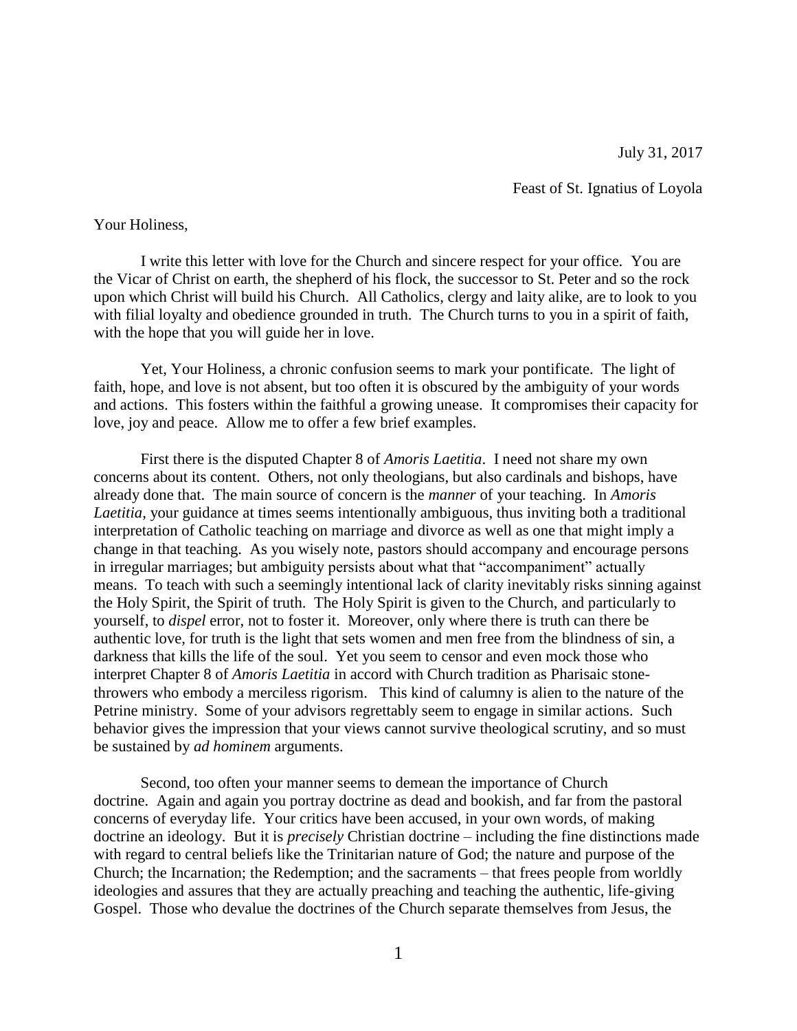July 31, 2017

Feast of St. Ignatius of Loyola

Your Holiness,

I write this letter with love for the Church and sincere respect for your office. You are the Vicar of Christ on earth, the shepherd of his flock, the successor to St. Peter and so the rock upon which Christ will build his Church. All Catholics, clergy and laity alike, are to look to you with filial loyalty and obedience grounded in truth. The Church turns to you in a spirit of faith, with the hope that you will guide her in love.

Yet, Your Holiness, a chronic confusion seems to mark your pontificate. The light of faith, hope, and love is not absent, but too often it is obscured by the ambiguity of your words and actions. This fosters within the faithful a growing unease. It compromises their capacity for love, joy and peace. Allow me to offer a few brief examples.

First there is the disputed Chapter 8 of *Amoris Laetitia*. I need not share my own concerns about its content. Others, not only theologians, but also cardinals and bishops, have already done that. The main source of concern is the *manner* of your teaching. In *Amoris Laetitia*, your guidance at times seems intentionally ambiguous, thus inviting both a traditional interpretation of Catholic teaching on marriage and divorce as well as one that might imply a change in that teaching. As you wisely note, pastors should accompany and encourage persons in irregular marriages; but ambiguity persists about what that "accompaniment" actually means. To teach with such a seemingly intentional lack of clarity inevitably risks sinning against the Holy Spirit, the Spirit of truth. The Holy Spirit is given to the Church, and particularly to yourself, to *dispel* error, not to foster it. Moreover, only where there is truth can there be authentic love, for truth is the light that sets women and men free from the blindness of sin, a darkness that kills the life of the soul. Yet you seem to censor and even mock those who interpret Chapter 8 of *Amoris Laetitia* in accord with Church tradition as Pharisaic stone-throwers who embody a merciless rigorism. This kind of calumny is alien to the nature of the Petrine ministry. Some of your advisors regrettably seem to engage in similar actions. Such behavior gives the impression that your views cannot survive theological scrutiny, and so must be sustained by *ad hominem* arguments.

Second, too often your manner seems to demean the importance of Church doctrine. Again and again you portray doctrine as dead and bookish, and far from the pastoral concerns of everyday life. Your critics have been accused, in your own words, of making doctrine an ideology. But it is *precisely* Christian doctrine – including the fine distinctions made with regard to central beliefs like the Trinitarian nature of God; the nature and purpose of the Church; the Incarnation; the Redemption; and the sacraments – that frees people from worldly ideologies and assures that they are actually preaching and teaching the authentic, life-giving Gospel. Those who devalue the doctrines of the Church separate themselves from Jesus, the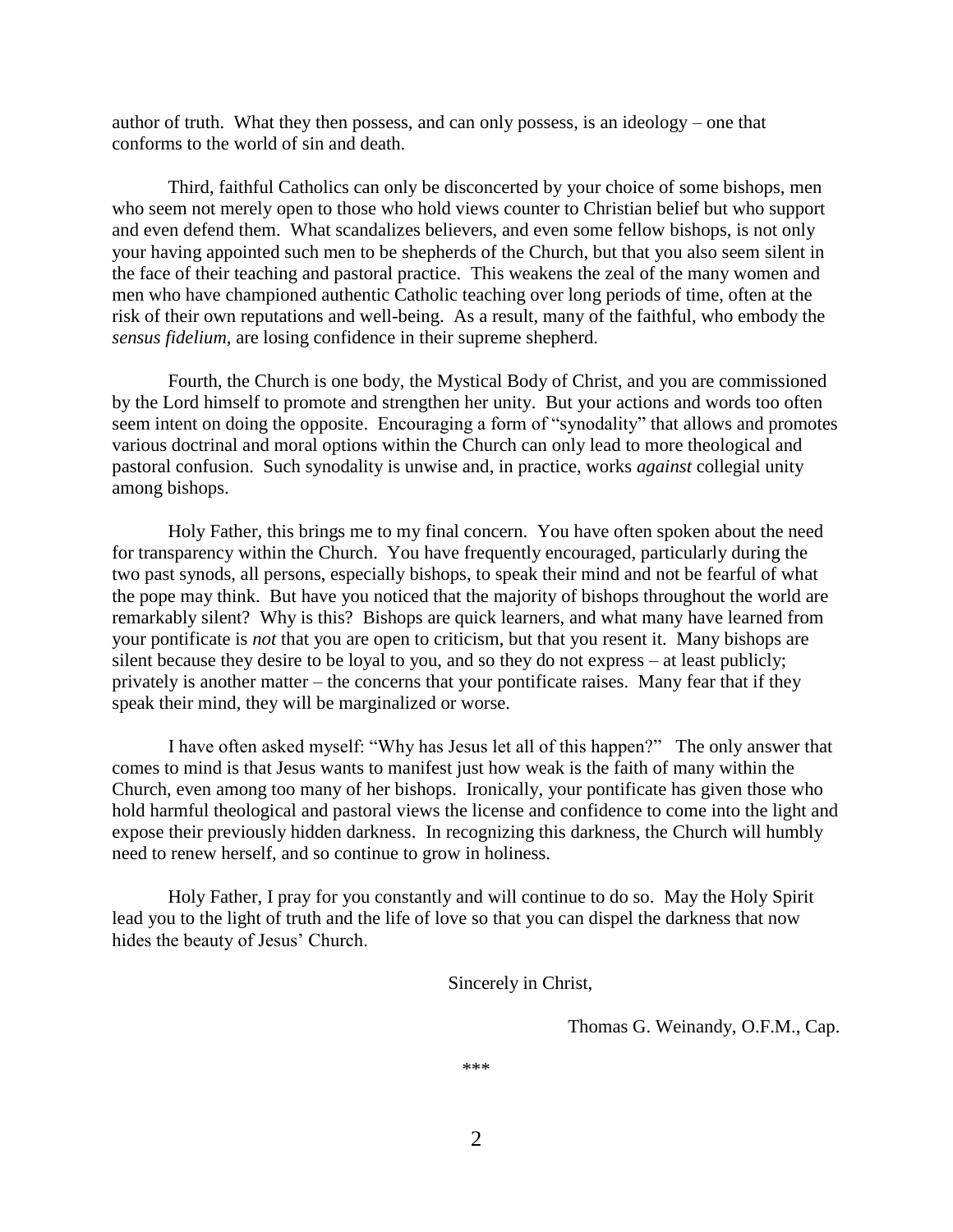author of truth. What they then possess, and can only possess, is an ideology – one that conforms to the world of sin and death.

Third, faithful Catholics can only be disconcerted by your choice of some bishops, men who seem not merely open to those who hold views counter to Christian belief but who support and even defend them. What scandalizes believers, and even some fellow bishops, is not only your having appointed such men to be shepherds of the Church, but that you also seem silent in the face of their teaching and pastoral practice. This weakens the zeal of the many women and men who have championed authentic Catholic teaching over long periods of time, often at the risk of their own reputations and well-being. As a result, many of the faithful, who embody the *sensus fidelium*, are losing confidence in their supreme shepherd.

Fourth, the Church is one body, the Mystical Body of Christ, and you are commissioned by the Lord himself to promote and strengthen her unity. But your actions and words too often seem intent on doing the opposite. Encouraging a form of "synodality" that allows and promotes various doctrinal and moral options within the Church can only lead to more theological and pastoral confusion. Such synodality is unwise and, in practice, works *against* collegial unity among bishops.

Holy Father, this brings me to my final concern. You have often spoken about the need for transparency within the Church. You have frequently encouraged, particularly during the two past synods, all persons, especially bishops, to speak their mind and not be fearful of what the pope may think. But have you noticed that the majority of bishops throughout the world are remarkably silent? Why is this? Bishops are quick learners, and what many have learned from your pontificate is *not* that you are open to criticism, but that you resent it. Many bishops are silent because they desire to be loyal to you, and so they do not express – at least publicly; privately is another matter – the concerns that your pontificate raises. Many fear that if they speak their mind, they will be marginalized or worse.

I have often asked myself: "Why has Jesus let all of this happen?" The only answer that comes to mind is that Jesus wants to manifest just how weak is the faith of many within the Church, even among too many of her bishops. Ironically, your pontificate has given those who hold harmful theological and pastoral views the license and confidence to come into the light and expose their previously hidden darkness. In recognizing this darkness, the Church will humbly need to renew herself, and so continue to grow in holiness.

Holy Father, I pray for you constantly and will continue to do so. May the Holy Spirit lead you to the light of truth and the life of love so that you can dispel the darkness that now hides the beauty of Jesus' Church.

Sincerely in Christ,

Thomas G. Weinandy, O.F.M., Cap.

\*\*\*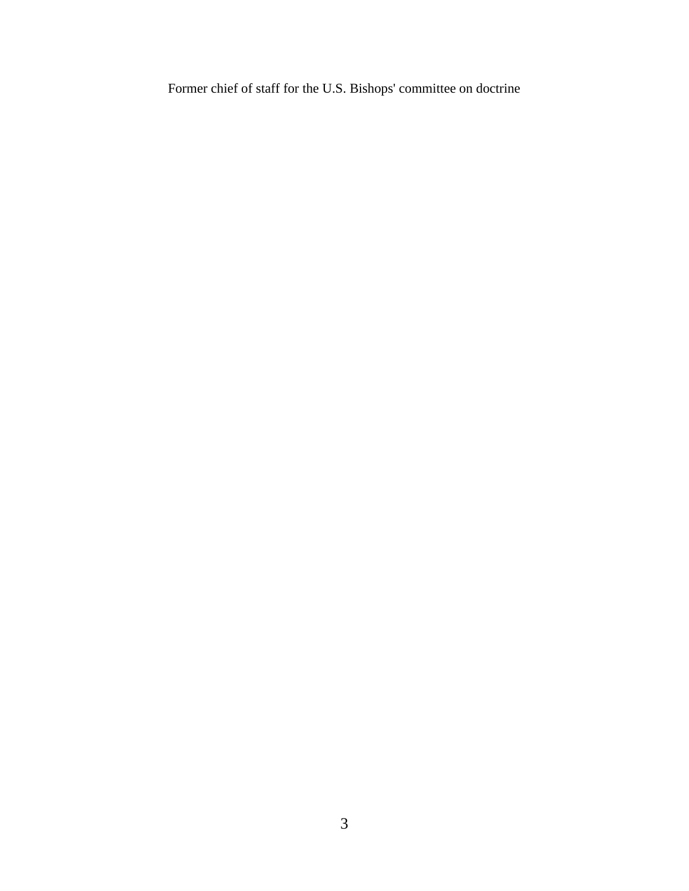Former chief of staff for the U.S. Bishops' committee on doctrine